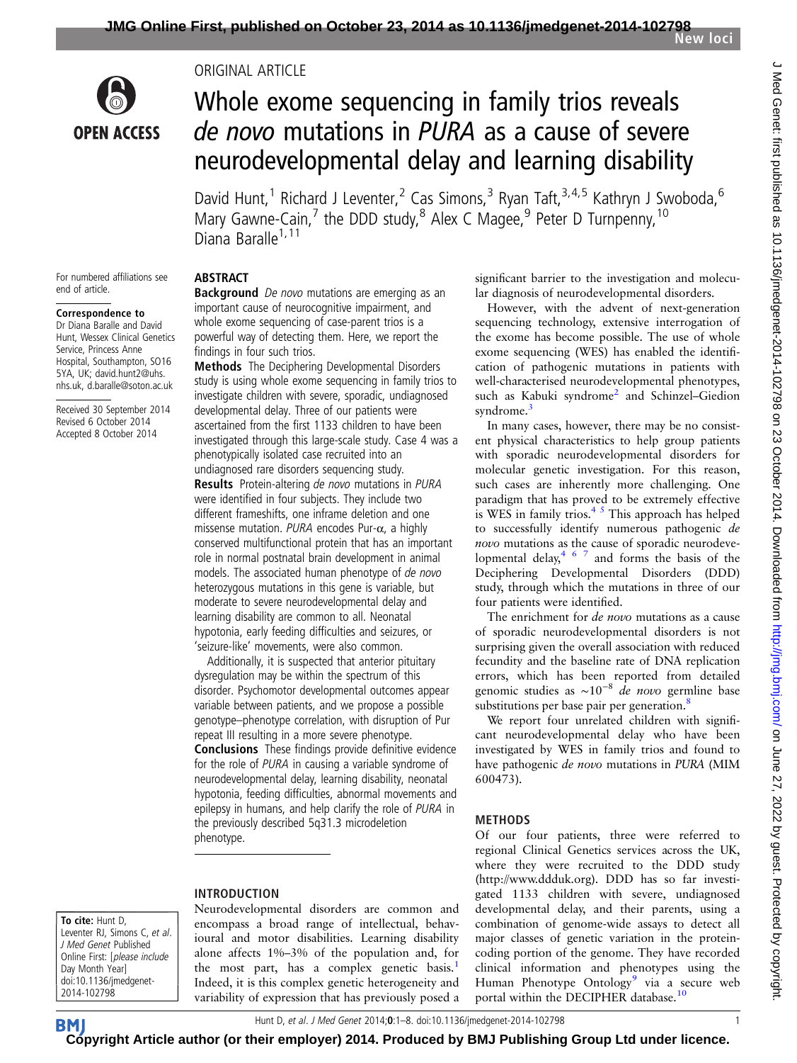ORIGINAL ARTICLE

# Whole exome sequencing in family trios reveals *de novo* mutations in *PURA* as a cause of severe neurodevelopmental delay and learning disability

David Hunt,[1] Richard J Leventer,[2] Cas Simons,[3] Ryan Taft,[3,4,5] Kathryn J Swoboda,[6] Mary Gawne-Cain,[7] the DDD study,[8] Alex C Magee,[9] Peter D Turnpenny,[10] Diana Baralle[1,11]

For numbered affiliations see end of article.

**Correspondence to**
Dr Diana Baralle and David Hunt, Wessex Clinical Genetics Service, Princess Anne Hospital, Southampton, SO16 5YA, UK; david.hunt2@uhs.nhs.uk, d.baralle@soton.ac.uk

Received 30 September 2014
Revised 6 October 2014
Accepted 8 October 2014

## ABSTRACT

**Background** *De novo* mutations are emerging as an important cause of neurocognitive impairment, and whole exome sequencing of case-parent trios is a powerful way of detecting them. Here, we report the findings in four such trios.

**Methods** The Deciphering Developmental Disorders study is using whole exome sequencing in family trios to investigate children with severe, sporadic, undiagnosed developmental delay. Three of our patients were ascertained from the first 1133 children to have been investigated through this large-scale study. Case 4 was a phenotypically isolated case recruited into an undiagnosed rare disorders sequencing study.

**Results** Protein-altering *de novo* mutations in *PURA* were identified in four subjects. They include two different frameshifts, one inframe deletion and one missense mutation. *PURA* encodes Pur-α, a highly conserved multifunctional protein that has an important role in normal postnatal brain development in animal models. The associated human phenotype of *de novo* heterozygous mutations in this gene is variable, but moderate to severe neurodevelopmental delay and learning disability are common to all. Neonatal hypotonia, early feeding difficulties and seizures, or 'seizure-like' movements, were also common.

Additionally, it is suspected that anterior pituitary dysregulation may be within the spectrum of this disorder. Psychomotor developmental outcomes appear variable between patients, and we propose a possible genotype–phenotype correlation, with disruption of Pur repeat III resulting in a more severe phenotype.

**Conclusions** These findings provide definitive evidence for the role of *PURA* in causing a variable syndrome of neurodevelopmental delay, learning disability, neonatal hypotonia, feeding difficulties, abnormal movements and epilepsy in humans, and help clarify the role of *PURA* in the previously described 5q31.3 microdeletion phenotype.

**To cite:** Hunt D, Leventer RJ, Simons C, et al. J Med Genet Published Online First: [please include Day Month Year] doi:10.1136/jmedgenet-2014-102798

## INTRODUCTION

Neurodevelopmental disorders are common and encompass a broad range of intellectual, behavioural and motor disabilities. Learning disability alone affects 1%–3% of the population and, for the most part, has a complex genetic basis.[1] Indeed, it is this complex genetic heterogeneity and variability of expression that has previously posed a significant barrier to the investigation and molecular diagnosis of neurodevelopmental disorders.

However, with the advent of next-generation sequencing technology, extensive interrogation of the exome has become possible. The use of whole exome sequencing (WES) has enabled the identification of pathogenic mutations in patients with well-characterised neurodevelopmental phenotypes, such as Kabuki syndrome[2] and Schinzel–Giedion syndrome.[3]

In many cases, however, there may be no consistent physical characteristics to help group patients with sporadic neurodevelopmental disorders for molecular genetic investigation. For this reason, such cases are inherently more challenging. One paradigm that has proved to be extremely effective is WES in family trios.[4,5] This approach has helped to successfully identify numerous pathogenic *de novo* mutations as the cause of sporadic neurodevelopmental delay,[4,6,7] and forms the basis of the Deciphering Developmental Disorders (DDD) study, through which the mutations in three of our four patients were identified.

The enrichment for *de novo* mutations as a cause of sporadic neurodevelopmental disorders is not surprising given the overall association with reduced fecundity and the baseline rate of DNA replication errors, which has been reported from detailed genomic studies as $\sim 10^{-8}$ *de novo* germline base substitutions per base pair per generation.[8]

We report four unrelated children with significant neurodevelopmental delay who have been investigated by WES in family trios and found to have pathogenic *de novo* mutations in *PURA* (MIM 600473).

## METHODS

Of our four patients, three were referred to regional Clinical Genetics services across the UK, where they were recruited to the DDD study (http://www.ddduk.org). DDD has so far investigated 1133 children with severe, undiagnosed developmental delay, and their parents, using a combination of genome-wide assays to detect all major classes of genetic variation in the protein-coding portion of the genome. They have recorded clinical information and phenotypes using the Human Phenotype Ontology[9] via a secure web portal within the DECIPHER database.[10]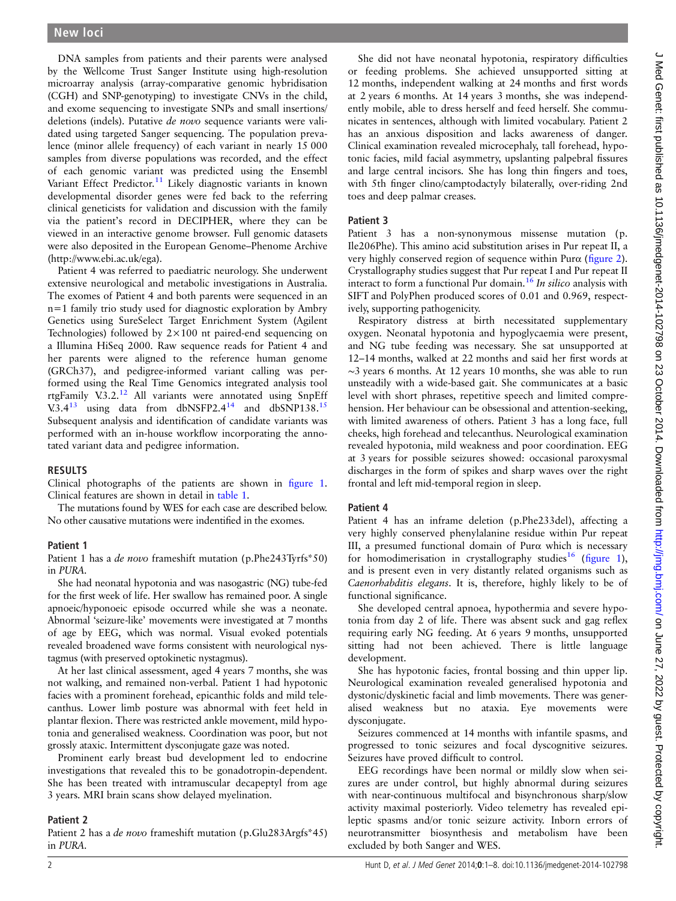DNA samples from patients and their parents were analysed by the Wellcome Trust Sanger Institute using high-resolution microarray analysis (array-comparative genomic hybridisation (CGH) and SNP-genotyping) to investigate CNVs in the child, and exome sequencing to investigate SNPs and small insertions/deletions (indels). Putative *de novo* sequence variants were validated using targeted Sanger sequencing. The population prevalence (minor allele frequency) of each variant in nearly 15 000 samples from diverse populations was recorded, and the effect of each genomic variant was predicted using the Ensembl Variant Effect Predictor.[11] Likely diagnostic variants in known developmental disorder genes were fed back to the referring clinical geneticists for validation and discussion with the family via the patient's record in DECIPHER, where they can be viewed in an interactive genome browser. Full genomic datasets were also deposited in the European Genome–Phenome Archive (http://www.ebi.ac.uk/ega).

Patient 4 was referred to paediatric neurology. She underwent extensive neurological and metabolic investigations in Australia. The exomes of Patient 4 and both parents were sequenced in an n=1 family trio study used for diagnostic exploration by Ambry Genetics using SureSelect Target Enrichment System (Agilent Technologies) followed by 2×100 nt paired-end sequencing on a Illumina HiSeq 2000. Raw sequence reads for Patient 4 and her parents were aligned to the reference human genome (GRCh37), and pedigree-informed variant calling was performed using the Real Time Genomics integrated analysis tool rtgFamily V.3.2.[12] All variants were annotated using SnpEff V.3.4[13] using data from dbNSFP2.4[14] and dbSNP138.[15] Subsequent analysis and identification of candidate variants was performed with an in-house workflow incorporating the annotated variant data and pedigree information.

## RESULTS

Clinical photographs of the patients are shown in figure 1. Clinical features are shown in detail in table 1.

The mutations found by WES for each case are described below. No other causative mutations were indentified in the exomes.

### Patient 1

Patient 1 has a *de novo* frameshift mutation (p.Phe243Tyrfs*50) in *PURA*.

She had neonatal hypotonia and was nasogastric (NG) tube-fed for the first week of life. Her swallow has remained poor. A single apnoeic/hyponoeic episode occurred while she was a neonate. Abnormal 'seizure-like' movements were investigated at 7 months of age by EEG, which was normal. Visual evoked potentials revealed broadened wave forms consistent with neurological nystagmus (with preserved optokinetic nystagmus).

At her last clinical assessment, aged 4 years 7 months, she was not walking, and remained non-verbal. Patient 1 had hypotonic facies with a prominent forehead, epicanthic folds and mild telecanthus. Lower limb posture was abnormal with feet held in plantar flexion. There was restricted ankle movement, mild hypotonia and generalised weakness. Coordination was poor, but not grossly ataxic. Intermittent dysconjugate gaze was noted.

Prominent early breast bud development led to endocrine investigations that revealed this to be gonadotropin-dependent. She has been treated with intramuscular decapeptyl from age 3 years. MRI brain scans show delayed myelination.

### Patient 2

Patient 2 has a *de novo* frameshift mutation (p.Glu283Argfs*45) in *PURA*.

She did not have neonatal hypotonia, respiratory difficulties or feeding problems. She achieved unsupported sitting at 12 months, independent walking at 24 months and first words at 2 years 6 months. At 14 years 3 months, she was independently mobile, able to dress herself and feed herself. She communicates in sentences, although with limited vocabulary. Patient 2 has an anxious disposition and lacks awareness of danger. Clinical examination revealed microcephaly, tall forehead, hypotonic facies, mild facial asymmetry, upslanting palpebral fissures and large central incisors. She has long thin fingers and toes, with 5th finger clino/camptodactyly bilaterally, over-riding 2nd toes and deep palmar creases.

### Patient 3

Patient 3 has a non-synonymous missense mutation (p.Ile206Phe). This amino acid substitution arises in Pur repeat II, a very highly conserved region of sequence within Purα (figure 2). Crystallography studies suggest that Pur repeat I and Pur repeat II interact to form a functional Pur domain.[16] *In silico* analysis with SIFT and PolyPhen produced scores of 0.01 and 0.969, respectively, supporting pathogenicity.

Respiratory distress at birth necessitated supplementary oxygen. Neonatal hypotonia and hypoglycaemia were present, and NG tube feeding was necessary. She sat unsupported at 12–14 months, walked at 22 months and said her first words at ~3 years 6 months. At 12 years 10 months, she was able to run unsteadily with a wide-based gait. She communicates at a basic level with short phrases, repetitive speech and limited comprehension. Her behaviour can be obsessional and attention-seeking, with limited awareness of others. Patient 3 has a long face, full cheeks, high forehead and telecanthus. Neurological examination revealed hypotonia, mild weakness and poor coordination. EEG at 3 years for possible seizures showed: occasional paroxysmal discharges in the form of spikes and sharp waves over the right frontal and left mid-temporal region in sleep.

### Patient 4

Patient 4 has an inframe deletion (p.Phe233del), affecting a very highly conserved phenylalanine residue within Pur repeat III, a presumed functional domain of Purα which is necessary for homodimerisation in crystallography studies[16] (figure 1), and is present even in very distantly related organisms such as *Caenorhabditis elegans*. It is, therefore, highly likely to be of functional significance.

She developed central apnoea, hypothermia and severe hypotonia from day 2 of life. There was absent suck and gag reflex requiring early NG feeding. At 6 years 9 months, unsupported sitting had not been achieved. There is little language development.

She has hypotonic facies, frontal bossing and thin upper lip. Neurological examination revealed generalised hypotonia and dystonic/dyskinetic facial and limb movements. There was generalised weakness but no ataxia. Eye movements were dysconjugate.

Seizures commenced at 14 months with infantile spasms, and progressed to tonic seizures and focal dyscognitive seizures. Seizures have proved difficult to control.

EEG recordings have been normal or mildly slow when seizures are under control, but highly abnormal during seizures with near-continuous multifocal and bisynchronous sharp/slow activity maximal posteriorly. Video telemetry has revealed epileptic spasms and/or tonic seizure activity. Inborn errors of neurotransmitter biosynthesis and metabolism have been excluded by both Sanger and WES.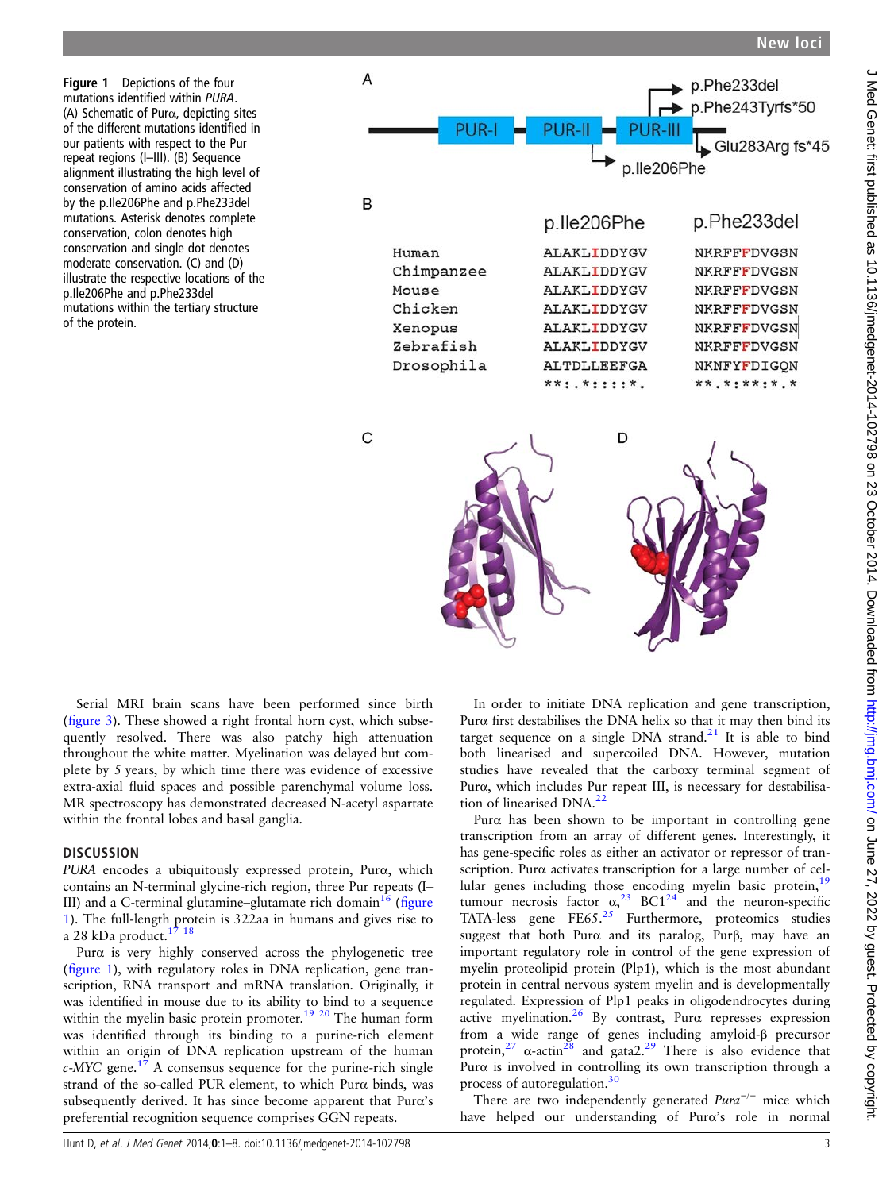Figure 1 Depictions of the four mutations identified within *PURA*. (A) Schematic of Purα, depicting sites of the different mutations identified in our patients with respect to the Pur repeat regions (I–III). (B) Sequence alignment illustrating the high level of conservation of amino acids affected by the p.Ile206Phe and p.Phe233del mutations. Asterisk denotes complete conservation, colon denotes high conservation and single dot denotes moderate conservation. (C) and (D) illustrate the respective locations of the p.Ile206Phe and p.Phe233del mutations within the tertiary structure of the protein.

Serial MRI brain scans have been performed since birth (figure 3). These showed a right frontal horn cyst, which subsequently resolved. There was also patchy high attenuation throughout the white matter. Myelination was delayed but complete by 5 years, by which time there was evidence of excessive extra-axial fluid spaces and possible parenchymal volume loss. MR spectroscopy has demonstrated decreased N-acetyl aspartate within the frontal lobes and basal ganglia.

## DISCUSSION

*PURA* encodes a ubiquitously expressed protein, Purα, which contains an N-terminal glycine-rich region, three Pur repeats (I–III) and a C-terminal glutamine–glutamate rich domain[16] (figure 1). The full-length protein is 322aa in humans and gives rise to a 28 kDa product.[17 18]

Purα is very highly conserved across the phylogenetic tree (figure 1), with regulatory roles in DNA replication, gene transcription, RNA transport and mRNA translation. Originally, it was identified in mouse due to its ability to bind to a sequence within the myelin basic protein promoter.[19 20] The human form was identified through its binding to a purine-rich element within an origin of DNA replication upstream of the human *c-MYC* gene.[17] A consensus sequence for the purine-rich single strand of the so-called PUR element, to which Purα binds, was subsequently derived. It has since become apparent that Purα's preferential recognition sequence comprises GGN repeats.

In order to initiate DNA replication and gene transcription, Purα first destabilises the DNA helix so that it may then bind its target sequence on a single DNA strand.[21] It is able to bind both linearised and supercoiled DNA. However, mutation studies have revealed that the carboxy terminal segment of Purα, which includes Pur repeat III, is necessary for destabilisation of linearised DNA.[22]

Purα has been shown to be important in controlling gene transcription from an array of different genes. Interestingly, it has gene-specific roles as either an activator or repressor of transcription. Purα activates transcription for a large number of cellular genes including those encoding myelin basic protein,[19] tumour necrosis factor α,[23] BC1[24] and the neuron-specific TATA-less gene FE65.[25] Furthermore, proteomics studies suggest that both Purα and its paralog, Purβ, may have an important regulatory role in control of the gene expression of myelin proteolipid protein (Plp1), which is the most abundant protein in central nervous system myelin and is developmentally regulated. Expression of Plp1 peaks in oligodendrocytes during active myelination.[26] By contrast, Purα represses expression from a wide range of genes including amyloid-β precursor protein,[27] α-actin[28] and gata2.[29] There is also evidence that Purα is involved in controlling its own transcription through a process of autoregulation.[30]

There are two independently generated *Pura*$^{-/-}$ mice which have helped our understanding of Purα's role in normal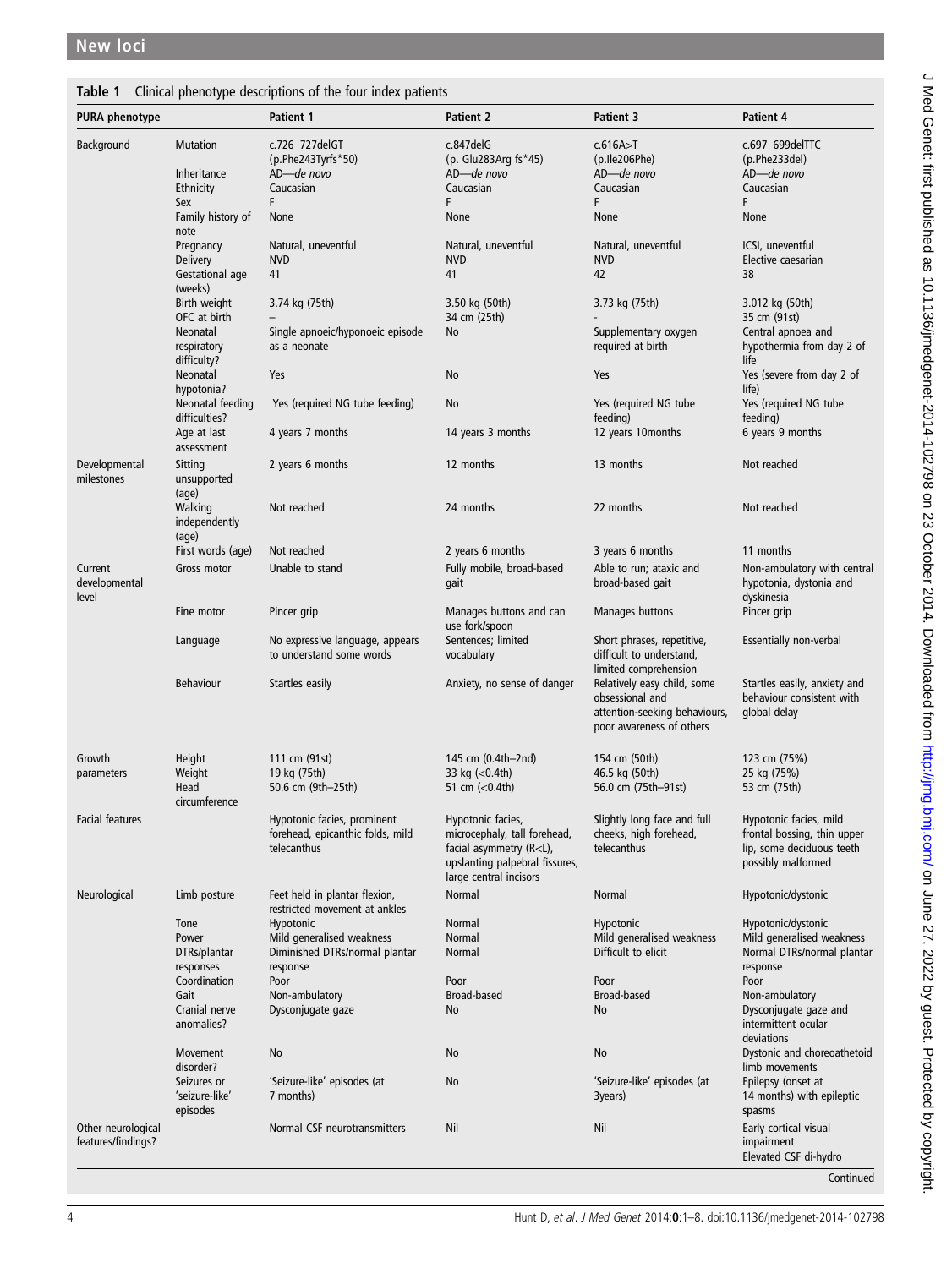## New loci

**Table 1** Clinical phenotype descriptions of the four index patients

| PURA phenotype | | Patient 1 | Patient 2 | Patient 3 | Patient 4 |
|---|---|---|---|---|---|
| Background | Mutation | c.726_727delGT (p.Phe243Tyrfs*50) | c.847delG (p. Glu283Arg fs*45) | c.616A>T (p.Ile206Phe) | c.697_699delTTC (p.Phe233del) |
| | Inheritance | AD—*de novo* | AD—*de novo* | AD—*de novo* | AD—*de novo* |
| | Ethnicity | Caucasian | Caucasian | Caucasian | Caucasian |
| | Sex | F | F | F | F |
| | Family history of note | None | None | None | None |
| | Pregnancy | Natural, uneventful | Natural, uneventful | Natural, uneventful | ICSI, uneventful |
| | Delivery | NVD | NVD | NVD | Elective caesarian |
| | Gestational age (weeks) | 41 | 41 | 42 | 38 |
| | Birth weight | 3.74 kg (75th) | 3.50 kg (50th) | 3.73 kg (75th) | 3.012 kg (50th) |
| | OFC at birth | – | 34 cm (25th) | - | 35 cm (91st) |
| | Neonatal respiratory difficulty? | Single apnoeic/hyponoeic episode as a neonate | No | Supplementary oxygen required at birth | Central apnoea and hypothermia from day 2 of life |
| | Neonatal hypotonia? | Yes | No | Yes | Yes (severe from day 2 of life) |
| | Neonatal feeding difficulties? | Yes (required NG tube feeding) | No | Yes (required NG tube feeding) | Yes (required NG tube feeding) |
| | Age at last assessment | 4 years 7 months | 14 years 3 months | 12 years 10months | 6 years 9 months |
| Developmental milestones | Sitting unsupported (age) | 2 years 6 months | 12 months | 13 months | Not reached |
| | Walking independently (age) | Not reached | 24 months | 22 months | Not reached |
| | First words (age) | Not reached | 2 years 6 months | 3 years 6 months | 11 months |
| Current developmental level | Gross motor | Unable to stand | Fully mobile, broad-based gait | Able to run; ataxic and broad-based gait | Non-ambulatory with central hypotonia, dystonia and dyskinesia |
| | Fine motor | Pincer grip | Manages buttons and can use fork/spoon | Manages buttons | Pincer grip |
| | Language | No expressive language, appears to understand some words | Sentences; limited vocabulary | Short phrases, repetitive, difficult to understand, limited comprehension | Essentially non-verbal |
| | Behaviour | Startles easily | Anxiety, no sense of danger | Relatively easy child, some obsessional and attention-seeking behaviours, poor awareness of others | Startles easily, anxiety and behaviour consistent with global delay |
| Growth parameters | Height | 111 cm (91st) | 145 cm (0.4th–2nd) | 154 cm (50th) | 123 cm (75%) |
| | Weight | 19 kg (75th) | 33 kg (<0.4th) | 46.5 kg (50th) | 25 kg (75%) |
| | Head circumference | 50.6 cm (9th–25th) | 51 cm (<0.4th) | 56.0 cm (75th–91st) | 53 cm (75th) |
| Facial features | | Hypotonic facies, prominent forehead, epicanthic folds, mild telecanthus | Hypotonic facies, microcephaly, tall forehead, facial asymmetry (R<L), upslanting palpebral fissures, large central incisors | Slightly long face and full cheeks, high forehead, telecanthus | Hypotonic facies, mild frontal bossing, thin upper lip, some deciduous teeth possibly malformed |
| Neurological | Limb posture | Feet held in plantar flexion, restricted movement at ankles | Normal | Normal | Hypotonic/dystonic |
| | Tone | Hypotonic | Normal | Hypotonic | Hypotonic/dystonic |
| | Power | Mild generalised weakness | Normal | Mild generalised weakness | Mild generalised weakness |
| | DTRs/plantar responses | Diminished DTRs/normal plantar response | Normal | Difficult to elicit | Normal DTRs/normal plantar response |
| | Coordination | Poor | Poor | Poor | Poor |
| | Gait | Non-ambulatory | Broad-based | Broad-based | Non-ambulatory |
| | Cranial nerve anomalies? | Dysconjugate gaze | No | No | Dysconjugate gaze and intermittent ocular deviations |
| | Movement disorder? | No | No | No | Dystonic and choreoathetoid limb movements |
| | Seizures or 'seizure-like' episodes | 'Seizure-like' episodes (at 7 months) | No | 'Seizure-like' episodes (at 3years) | Epilepsy (onset at 14 months) with epileptic spasms |
| Other neurological features/findings? | | Normal CSF neurotransmitters | Nil | Nil | Early cortical visual impairment Elevated CSF di-hydro |

Continued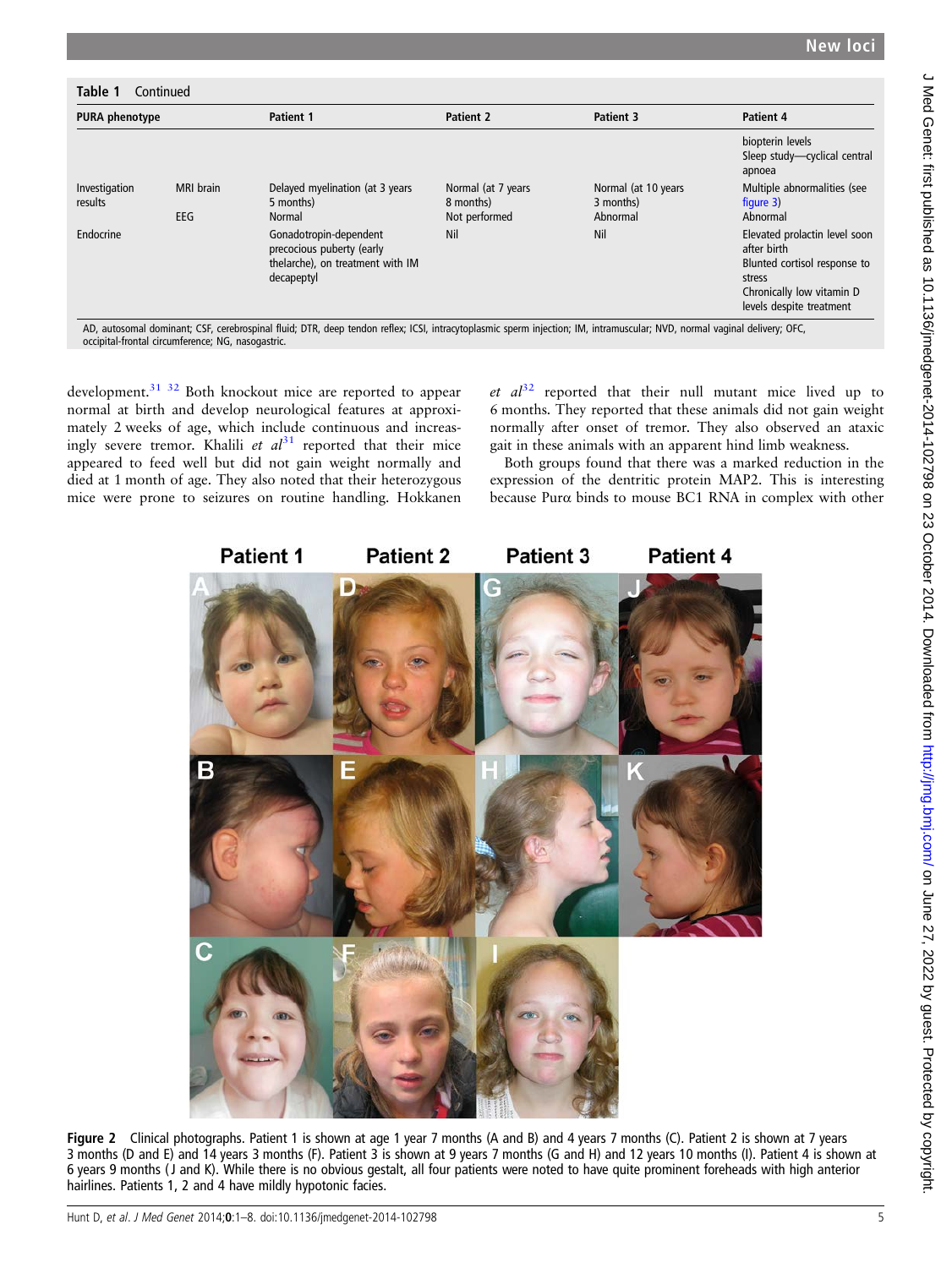**Table 1** Continued

| PURA phenotype | | Patient 1 | Patient 2 | Patient 3 | Patient 4 |
|---|---|---|---|---|---|
| | | | | | biopterin levels<br>Sleep study—cyclical central apnoea |
| Investigation results | MRI brain | Delayed myelination (at 3 years 5 months) | Normal (at 7 years 8 months) | Normal (at 10 years 3 months) | Multiple abnormalities (see figure 3) |
| | EEG | Normal | Not performed | Abnormal | Abnormal |
| Endocrine | | Gonadotropin-dependent precocious puberty (early thelarche), on treatment with IM decapeptyl | Nil | Nil | Elevated prolactin level soon after birth<br>Blunted cortisol response to stress<br>Chronically low vitamin D levels despite treatment |

AD, autosomal dominant; CSF, cerebrospinal fluid; DTR, deep tendon reflex; ICSI, intracytoplasmic sperm injection; IM, intramuscular; NVD, normal vaginal delivery; OFC, occipital-frontal circumference; NG, nasogastric.

development.[31 32] Both knockout mice are reported to appear normal at birth and develop neurological features at approximately 2 weeks of age, which include continuous and increasingly severe tremor. Khalili *et al*[31] reported that their mice appeared to feed well but did not gain weight normally and died at 1 month of age. They also noted that their heterozygous mice were prone to seizures on routine handling. Hokkanen *et al*[32] reported that their null mutant mice lived up to 6 months. They reported that these animals did not gain weight normally after onset of tremor. They also observed an ataxic gait in these animals with an apparent hind limb weakness.

Both groups found that there was a marked reduction in the expression of the dentritic protein MAP2. This is interesting because Purα binds to mouse BC1 RNA in complex with other

**Figure 2** Clinical photographs. Patient 1 is shown at age 1 year 7 months (A and B) and 4 years 7 months (C). Patient 2 is shown at 7 years 3 months (D and E) and 14 years 3 months (F). Patient 3 is shown at 9 years 7 months (G and H) and 12 years 10 months (I). Patient 4 is shown at 6 years 9 months (J and K). While there is no obvious gestalt, all four patients were noted to have quite prominent foreheads with high anterior hairlines. Patients 1, 2 and 4 have mildly hypotonic facies.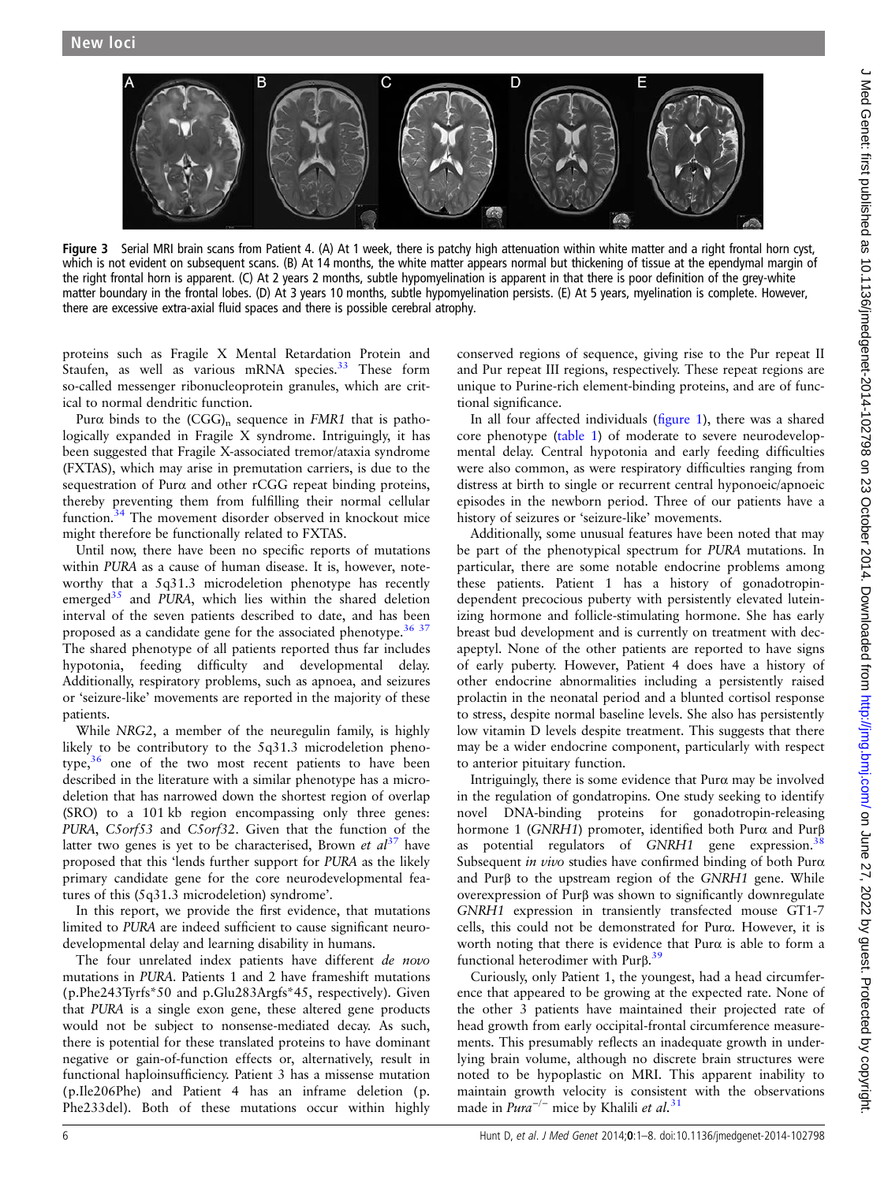**Figure 3** Serial MRI brain scans from Patient 4. (A) At 1 week, there is patchy high attenuation within white matter and a right frontal horn cyst, which is not evident on subsequent scans. (B) At 14 months, the white matter appears normal but thickening of tissue at the ependymal margin of the right frontal horn is apparent. (C) At 2 years 2 months, subtle hypomyelination is apparent in that there is poor definition of the grey-white matter boundary in the frontal lobes. (D) At 3 years 10 months, subtle hypomyelination persists. (E) At 5 years, myelination is complete. However, there are excessive extra-axial fluid spaces and there is possible cerebral atrophy.

proteins such as Fragile X Mental Retardation Protein and Staufen, as well as various mRNA species.[33] These form so-called messenger ribonucleoprotein granules, which are critical to normal dendritic function.

Purα binds to the $(CGG)_n$ sequence in *FMR1* that is pathologically expanded in Fragile X syndrome. Intriguingly, it has been suggested that Fragile X-associated tremor/ataxia syndrome (FXTAS), which may arise in premutation carriers, is due to the sequestration of Purα and other rCGG repeat binding proteins, thereby preventing them from fulfilling their normal cellular function.[34] The movement disorder observed in knockout mice might therefore be functionally related to FXTAS.

Until now, there have been no specific reports of mutations within *PURA* as a cause of human disease. It is, however, noteworthy that a 5q31.3 microdeletion phenotype has recently emerged[35] and *PURA*, which lies within the shared deletion interval of the seven patients described to date, and has been proposed as a candidate gene for the associated phenotype.[36 37] The shared phenotype of all patients reported thus far includes hypotonia, feeding difficulty and developmental delay. Additionally, respiratory problems, such as apnoea, and seizures or 'seizure-like' movements are reported in the majority of these patients.

While *NRG2*, a member of the neuregulin family, is highly likely to be contributory to the 5q31.3 microdeletion phenotype,[36] one of the two most recent patients to have been described in the literature with a similar phenotype has a microdeletion that has narrowed down the shortest region of overlap (SRO) to a 101 kb region encompassing only three genes: *PURA*, *C5orf53* and *C5orf32*. Given that the function of the latter two genes is yet to be characterised, Brown *et al*[37] have proposed that this 'lends further support for *PURA* as the likely primary candidate gene for the core neurodevelopmental features of this (5q31.3 microdeletion) syndrome'.

In this report, we provide the first evidence, that mutations limited to *PURA* are indeed sufficient to cause significant neurodevelopmental delay and learning disability in humans.

The four unrelated index patients have different *de novo* mutations in *PURA*. Patients 1 and 2 have frameshift mutations (p.Phe243Tyrfs*50 and p.Glu283Argfs*45, respectively). Given that *PURA* is a single exon gene, these altered gene products would not be subject to nonsense-mediated decay. As such, there is potential for these translated proteins to have dominant negative or gain-of-function effects or, alternatively, result in functional haploinsufficiency. Patient 3 has a missense mutation (p.Ile206Phe) and Patient 4 has an inframe deletion (p.Phe233del). Both of these mutations occur within highly conserved regions of sequence, giving rise to the Pur repeat II and Pur repeat III regions, respectively. These repeat regions are unique to Purine-rich element-binding proteins, and are of functional significance.

In all four affected individuals (figure 1), there was a shared core phenotype (table 1) of moderate to severe neurodevelopmental delay. Central hypotonia and early feeding difficulties were also common, as were respiratory difficulties ranging from distress at birth to single or recurrent central hyponoeic/apnoeic episodes in the newborn period. Three of our patients have a history of seizures or 'seizure-like' movements.

Additionally, some unusual features have been noted that may be part of the phenotypical spectrum for *PURA* mutations. In particular, there are some notable endocrine problems among these patients. Patient 1 has a history of gonadotropin-dependent precocious puberty with persistently elevated luteinizing hormone and follicle-stimulating hormone. She has early breast bud development and is currently on treatment with decapeptyl. None of the other patients are reported to have signs of early puberty. However, Patient 4 does have a history of other endocrine abnormalities including a persistently raised prolactin in the neonatal period and a blunted cortisol response to stress, despite normal baseline levels. She also has persistently low vitamin D levels despite treatment. This suggests that there may be a wider endocrine component, particularly with respect to anterior pituitary function.

Intriguingly, there is some evidence that Purα may be involved in the regulation of gondatropins. One study seeking to identify novel DNA-binding proteins for gonadotropin-releasing hormone 1 (*GNRH1*) promoter, identified both Purα and Purβ as potential regulators of *GNRH1* gene expression.[38] Subsequent *in vivo* studies have confirmed binding of both Purα and Purβ to the upstream region of the *GNRH1* gene. While overexpression of Purβ was shown to significantly downregulate *GNRH1* expression in transiently transfected mouse GT1-7 cells, this could not be demonstrated for Purα. However, it is worth noting that there is evidence that Purα is able to form a functional heterodimer with Purβ.[39]

Curiously, only Patient 1, the youngest, had a head circumference that appeared to be growing at the expected rate. None of the other 3 patients have maintained their projected rate of head growth from early occipital-frontal circumference measurements. This presumably reflects an inadequate growth in underlying brain volume, although no discrete brain structures were noted to be hypoplastic on MRI. This apparent inability to maintain growth velocity is consistent with the observations made in $Pura^{-/-}$ mice by Khalili *et al*.[31]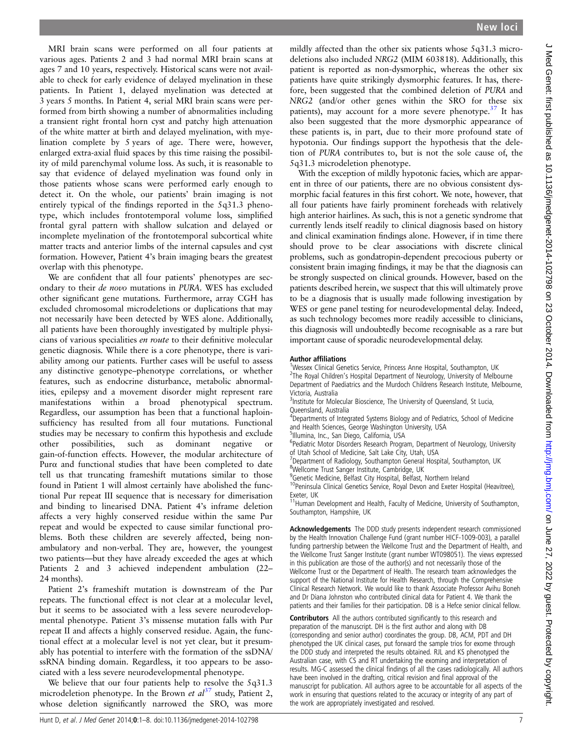MRI brain scans were performed on all four patients at various ages. Patients 2 and 3 had normal MRI brain scans at ages 7 and 10 years, respectively. Historical scans were not available to check for early evidence of delayed myelination in these patients. In Patient 1, delayed myelination was detected at 3 years 5 months. In Patient 4, serial MRI brain scans were performed from birth showing a number of abnormalities including a transient right frontal horn cyst and patchy high attenuation of the white matter at birth and delayed myelination, with myelination complete by 5 years of age. There were, however, enlarged extra-axial fluid spaces by this time raising the possibility of mild parenchymal volume loss. As such, it is reasonable to say that evidence of delayed myelination was found only in those patients whose scans were performed early enough to detect it. On the whole, our patients' brain imaging is not entirely typical of the findings reported in the 5q31.3 phenotype, which includes frontotemporal volume loss, simplified frontal gyral pattern with shallow sulcation and delayed or incomplete myelination of the frontotemporal subcortical white matter tracts and anterior limbs of the internal capsules and cyst formation. However, Patient 4's brain imaging bears the greatest overlap with this phenotype.

We are confident that all four patients' phenotypes are secondary to their *de novo* mutations in *PURA*. WES has excluded other significant gene mutations. Furthermore, array CGH has excluded chromosomal microdeletions or duplications that may not necessarily have been detected by WES alone. Additionally, all patients have been thoroughly investigated by multiple physicians of various specialities *en route* to their definitive molecular genetic diagnosis. While there is a core phenotype, there is variability among our patients. Further cases will be useful to assess any distinctive genotype–phenotype correlations, or whether features, such as endocrine disturbance, metabolic abnormalities, epilepsy and a movement disorder might represent rare manifestations within a broad phenotypical spectrum. Regardless, our assumption has been that a functional haploinsufficiency has resulted from all four mutations. Functional studies may be necessary to confirm this hypothesis and exclude other possibilities, such as dominant negative or gain-of-function effects. However, the modular architecture of Purα and functional studies that have been completed to date tell us that truncating frameshift mutations similar to those found in Patient 1 will almost certainly have abolished the functional Pur repeat III sequence that is necessary for dimerisation and binding to linearised DNA. Patient 4's inframe deletion affects a very highly conserved residue within the same Pur repeat and would be expected to cause similar functional problems. Both these children are severely affected, being non-ambulatory and non-verbal. They are, however, the youngest two patients—but they have already exceeded the ages at which Patients 2 and 3 achieved independent ambulation (22–24 months).

Patient 2's frameshift mutation is downstream of the Pur repeats. The functional effect is not clear at a molecular level, but it seems to be associated with a less severe neurodevelopmental phenotype. Patient 3's missense mutation falls with Pur repeat II and affects a highly conserved residue. Again, the functional effect at a molecular level is not yet clear, but it presumably has potential to interfere with the formation of the ssDNA/ssRNA binding domain. Regardless, it too appears to be associated with a less severe neurodevelopmental phenotype.

We believe that our four patients help to resolve the 5q31.3 microdeletion phenotype. In the Brown *et al*[37] study, Patient 2, whose deletion significantly narrowed the SRO, was more mildly affected than the other six patients whose 5q31.3 microdeletions also included *NRG2* (MIM 603818). Additionally, this patient is reported as non-dysmorphic, whereas the other six patients have quite strikingly dysmorphic features. It has, therefore, been suggested that the combined deletion of *PURA* and *NRG2* (and/or other genes within the SRO for these six patients), may account for a more severe phenotype.[37] It has also been suggested that the more dysmorphic appearance of these patients is, in part, due to their more profound state of hypotonia. Our findings support the hypothesis that the deletion of *PURA* contributes to, but is not the sole cause of, the 5q31.3 microdeletion phenotype.

With the exception of mildly hypotonic facies, which are apparent in three of our patients, there are no obvious consistent dysmorphic facial features in this first cohort. We note, however, that all four patients have fairly prominent foreheads with relatively high anterior hairlines. As such, this is not a genetic syndrome that currently lends itself readily to clinical diagnosis based on history and clinical examination findings alone. However, if in time there should prove to be clear associations with discrete clinical problems, such as gondatropin-dependent precocious puberty or consistent brain imaging findings, it may be that the diagnosis can be strongly suspected on clinical grounds. However, based on the patients described herein, we suspect that this will ultimately prove to be a diagnosis that is usually made following investigation by WES or gene panel testing for neurodevelopmental delay. Indeed, as such technology becomes more readily accessible to clinicians, this diagnosis will undoubtedly become recognisable as a rare but important cause of sporadic neurodevelopmental delay.

#### Author affiliations

[1]Wessex Clinical Genetics Service, Princess Anne Hospital, Southampton, UK
[2]The Royal Children's Hospital Department of Neurology, University of Melbourne Department of Paediatrics and the Murdoch Childrens Research Institute, Melbourne, Victoria, Australia
[3]Institute for Molecular Bioscience, The University of Queensland, St Lucia, Queensland, Australia
[4]Departments of Integrated Systems Biology and of Pediatrics, School of Medicine and Health Sciences, George Washington University, USA
[5]Illumina, Inc., San Diego, California, USA
[6]Pediatric Motor Disorders Research Program, Department of Neurology, University of Utah School of Medicine, Salt Lake City, Utah, USA
[7]Department of Radiology, Southampton General Hospital, Southampton, UK
[8]Wellcome Trust Sanger Institute, Cambridge, UK
[9]Genetic Medicine, Belfast City Hospital, Belfast, Northern Ireland
[10]Peninsula Clinical Genetics Service, Royal Devon and Exeter Hospital (Heavitree), Exeter, UK
[11]Human Development and Health, Faculty of Medicine, University of Southampton, Southampton, Hampshire, UK

**Acknowledgements** The DDD study presents independent research commissioned by the Health Innovation Challenge Fund (grant number HICF-1009-003), a parallel funding partnership between the Wellcome Trust and the Department of Health, and the Wellcome Trust Sanger Institute (grant number WT098051). The views expressed in this publication are those of the author(s) and not necessarily those of the Wellcome Trust or the Department of Health. The research team acknowledges the support of the National Institute for Health Research, through the Comprehensive Clinical Research Network. We would like to thank Associate Professor Avihu Boneh and Dr Diana Johnston who contributed clinical data for Patient 4. We thank the patients and their families for their participation. DB is a Hefce senior clinical fellow.

**Contributors** All the authors contributed significantly to this research and preparation of the manuscript. DH is the first author and along with DB (corresponding and senior author) coordinates the group. DB, ACM, PDT and DH phenotyped the UK clinical cases, put forward the sample trios for exome through the DDD study and interpreted the results obtained. RJL and KS phenotyped the Australian case, with CS and RT undertaking the exoming and interpretation of results. MG-C assessed the clinical findings of all the cases radiologically. All authors have been involved in the drafting, critical revision and final approval of the manuscript for publication. All authors agree to be accountable for all aspects of the work in ensuring that questions related to the accuracy or integrity of any part of the work are appropriately investigated and resolved.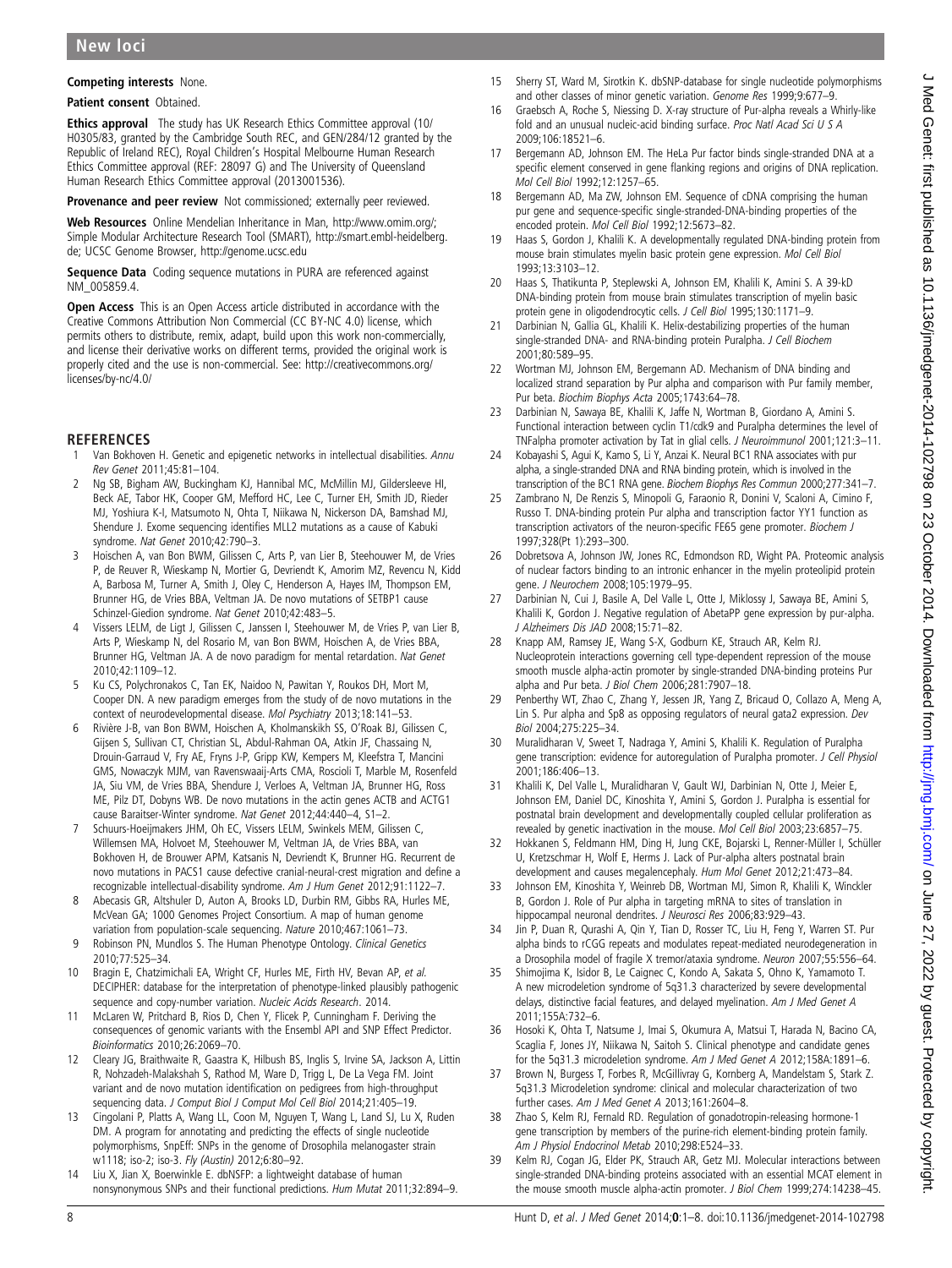**Competing interests** None.

**Patient consent** Obtained.

**Ethics approval** The study has UK Research Ethics Committee approval (10/H0305/83, granted by the Cambridge South REC, and GEN/284/12 granted by the Republic of Ireland REC), Royal Children's Hospital Melbourne Human Research Ethics Committee approval (REF: 28097 G) and The University of Queensland Human Research Ethics Committee approval (2013001536).

**Provenance and peer review** Not commissioned; externally peer reviewed.

**Web Resources** Online Mendelian Inheritance in Man, http://www.omim.org/; Simple Modular Architecture Research Tool (SMART), http://smart.embl-heidelberg.de; UCSC Genome Browser, http://genome.ucsc.edu

**Sequence Data** Coding sequence mutations in PURA are referenced against NM_005859.4.

**Open Access** This is an Open Access article distributed in accordance with the Creative Commons Attribution Non Commercial (CC BY-NC 4.0) license, which permits others to distribute, remix, adapt, build upon this work non-commercially, and license their derivative works on different terms, provided the original work is properly cited and the use is non-commercial. See: http://creativecommons.org/licenses/by-nc/4.0/

## REFERENCES

1. Van Bokhoven H. Genetic and epigenetic networks in intellectual disabilities. *Annu Rev Genet* 2011;45:81–104.
2. Ng SB, Bigham AW, Buckingham KJ, Hannibal MC, McMillin MJ, Gildersleeve HI, Beck AE, Tabor HK, Cooper GM, Mefford HC, Lee C, Turner EH, Smith JD, Rieder MJ, Yoshiura K-I, Matsumoto N, Ohta T, Niikawa N, Nickerson DA, Bamshad MJ, Shendure J. Exome sequencing identifies MLL2 mutations as a cause of Kabuki syndrome. *Nat Genet* 2010;42:790–3.
3. Hoischen A, van Bon BWM, Gilissen C, Arts P, van Lier B, Steehouwer M, de Vries P, de Reuver R, Wieskamp N, Mortier G, Devriendt K, Amorim MZ, Revencu N, Kidd A, Barbosa M, Turner A, Smith J, Oley C, Henderson A, Hayes IM, Thompson EM, Brunner HG, de Vries BBA, Veltman JA. De novo mutations of SETBP1 cause Schinzel-Giedion syndrome. *Nat Genet* 2010;42:483–5.
4. Vissers LELM, de Ligt J, Gilissen C, Janssen I, Steehouwer M, de Vries P, van Lier B, Arts P, Wieskamp N, del Rosario M, van Bon BWM, Hoischen A, de Vries BBA, Brunner HG, Veltman JA. A de novo paradigm for mental retardation. *Nat Genet* 2010;42:1109–12.
5. Ku CS, Polychronakos C, Tan EK, Naidoo N, Pawitan Y, Roukos DH, Mort M, Cooper DN. A new paradigm emerges from the study of de novo mutations in the context of neurodevelopmental disease. *Mol Psychiatry* 2013;18:141–53.
6. Rivière J-B, van Bon BWM, Hoischen A, Kholmanskikh SS, O'Roak BJ, Gilissen C, Gijsen S, Sullivan CT, Christian SL, Abdul-Rahman OA, Atkin JF, Chassaing N, Drouin-Garraud V, Fry AE, Fryns J-P, Gripp KW, Kempers M, Kleefstra T, Mancini GMS, Nowaczyk MJM, van Ravenswaaij-Arts CMA, Roscioli T, Marble M, Rosenfeld JA, Siu VM, de Vries BBA, Shendure J, Verloes A, Veltman JA, Brunner HG, Ross ME, Pilz DT, Dobyns WB. De novo mutations in the actin genes ACTB and ACTG1 cause Baraitser-Winter syndrome. *Nat Genet* 2012;44:440–4, S1–2.
7. Schuurs-Hoeijmakers JHM, Oh EC, Vissers LELM, Swinkels MEM, Gilissen C, Willemsen MA, Holvoet M, Steehouwer M, Veltman JA, de Vries BBA, van Bokhoven H, de Brouwer APM, Katsanis N, Devriendt K, Brunner HG. Recurrent de novo mutations in PACS1 cause defective cranial-neural-crest migration and define a recognizable intellectual-disability syndrome. *Am J Hum Genet* 2012;91:1122–7.
8. Abecasis GR, Altshuler D, Auton A, Brooks LD, Durbin RM, Gibbs RA, Hurles ME, McVean GA; 1000 Genomes Project Consortium. A map of human genome variation from population-scale sequencing. *Nature* 2010;467:1061–73.
9. Robinson PN, Mundlos S. The Human Phenotype Ontology. *Clinical Genetics* 2010;77:525–34.
10. Bragin E, Chatzimichali EA, Wright CF, Hurles ME, Firth HV, Bevan AP, *et al*. DECIPHER: database for the interpretation of phenotype-linked plausibly pathogenic sequence and copy-number variation. *Nucleic Acids Research*. 2014.
11. McLaren W, Pritchard B, Rios D, Chen Y, Flicek P, Cunningham F. Deriving the consequences of genomic variants with the Ensembl API and SNP Effect Predictor. *Bioinformatics* 2010;26:2069–70.
12. Cleary JG, Braithwaite R, Gaastra K, Hilbush BS, Inglis S, Irvine SA, Jackson A, Littin R, Nohzadeh-Malakshah S, Rathod M, Ware D, Trigg L, De La Vega FM. Joint variant and de novo mutation identification on pedigrees from high-throughput sequencing data. *J Comput Biol J Comput Mol Cell Biol* 2014;21:405–19.
13. Cingolani P, Platts A, Wang LL, Coon M, Nguyen T, Wang L, Land SJ, Lu X, Ruden DM. A program for annotating and predicting the effects of single nucleotide polymorphisms, SnpEff: SNPs in the genome of Drosophila melanogaster strain w1118; iso-2; iso-3. *Fly (Austin)* 2012;6:80–92.
14. Liu X, Jian X, Boerwinkle E. dbNSFP: a lightweight database of human nonsynonymous SNPs and their functional predictions. *Hum Mutat* 2011;32:894–9.
15. Sherry ST, Ward M, Sirotkin K. dbSNP-database for single nucleotide polymorphisms and other classes of minor genetic variation. *Genome Res* 1999;9:677–9.
16. Graebsch A, Roche S, Niessing D. X-ray structure of Pur-alpha reveals a Whirly-like fold and an unusual nucleic-acid binding surface. *Proc Natl Acad Sci U S A* 2009;106:18521–6.
17. Bergemann AD, Johnson EM. The HeLa Pur factor binds single-stranded DNA at a specific element conserved in gene flanking regions and origins of DNA replication. *Mol Cell Biol* 1992;12:1257–65.
18. Bergemann AD, Ma ZW, Johnson EM. Sequence of cDNA comprising the human pur gene and sequence-specific single-stranded-DNA-binding properties of the encoded protein. *Mol Cell Biol* 1992;12:5673–82.
19. Haas S, Gordon J, Khalili K. A developmentally regulated DNA-binding protein from mouse brain stimulates myelin basic protein gene expression. *Mol Cell Biol* 1993;13:3103–12.
20. Haas S, Thatikunta P, Steplewski A, Johnson EM, Khalili K, Amini S. A 39-kD DNA-binding protein from mouse brain stimulates transcription of myelin basic protein gene in oligodendrocytic cells. *J Cell Biol* 1995;130:1171–9.
21. Darbinian N, Gallia GL, Khalili K. Helix-destabilizing properties of the human single-stranded DNA- and RNA-binding protein Puralpha. *J Cell Biochem* 2001;80:589–95.
22. Wortman MJ, Johnson EM, Bergemann AD. Mechanism of DNA binding and localized strand separation by Pur alpha and comparison with Pur family member, Pur beta. *Biochim Biophys Acta* 2005;1743:64–78.
23. Darbinian N, Sawaya BE, Khalili K, Jaffe N, Wortman B, Giordano A, Amini S. Functional interaction between cyclin T1/cdk9 and Puralpha determines the level of TNFalpha promoter activation by Tat in glial cells. *J Neuroimmunol* 2001;121:3–11.
24. Kobayashi S, Agui K, Kamo S, Li Y, Anzai K. Neural BC1 RNA associates with pur alpha, a single-stranded DNA and RNA binding protein, which is involved in the transcription of the BC1 RNA gene. *Biochem Biophys Res Commun* 2000;277:341–7.
25. Zambrano N, De Renzis S, Minopoli G, Faraonio R, Donini V, Scaloni A, Cimino F, Russo T. DNA-binding protein Pur alpha and transcription factor YY1 function as transcription activators of the neuron-specific FE65 gene promoter. *Biochem J* 1997;328(Pt 1):293–300.
26. Dobretsova A, Johnson JW, Jones RC, Edmondson RD, Wight PA. Proteomic analysis of nuclear factors binding to an intronic enhancer in the myelin proteolipid protein gene. *J Neurochem* 2008;105:1979–95.
27. Darbinian N, Cui J, Basile A, Del Valle L, Otte J, Miklossy J, Sawaya BE, Amini S, Khalili K, Gordon J. Negative regulation of AbetaPP gene expression by pur-alpha. *J Alzheimers Dis JAD* 2008;15:71–82.
28. Knapp AM, Ramsey JE, Wang S-X, Godburn KE, Strauch AR, Kelm RJ. Nucleoprotein interactions governing cell type-dependent repression of the mouse smooth muscle alpha-actin promoter by single-stranded DNA-binding proteins Pur alpha and Pur beta. *J Biol Chem* 2006;281:7907–18.
29. Penberthy WT, Zhao C, Zhang Y, Jessen JR, Yang Z, Bricaud O, Collazo A, Meng A, Lin S. Pur alpha and Sp8 as opposing regulators of neural gata2 expression. *Dev Biol* 2004;275:225–34.
30. Muralidharan V, Sweet T, Nadraga Y, Amini S, Khalili K. Regulation of Puralpha gene transcription: evidence for autoregulation of Puralpha promoter. *J Cell Physiol* 2001;186:406–13.
31. Khalili K, Del Valle L, Muralidharan V, Gault WJ, Darbinian N, Otte J, Meier E, Johnson EM, Daniel DC, Kinoshita Y, Amini S, Gordon J. Puralpha is essential for postnatal brain development and developmentally coupled cellular proliferation as revealed by genetic inactivation in the mouse. *Mol Cell Biol* 2003;23:6857–75.
32. Hokkanen S, Feldmann HM, Ding H, Jung CKE, Bojarski L, Renner-Müller I, Schüller U, Kretzschmar H, Wolf E, Herms J. Lack of Pur-alpha alters postnatal brain development and causes megalencephaly. *Hum Mol Genet* 2012;21:473–84.
33. Johnson EM, Kinoshita Y, Weinreb DB, Wortman MJ, Simon R, Khalili K, Winckler B, Gordon J. Role of Pur alpha in targeting mRNA to sites of translation in hippocampal neuronal dendrites. *J Neurosci Res* 2006;83:929–43.
34. Jin P, Duan R, Qurashi A, Qin Y, Tian D, Rosser TC, Liu H, Feng Y, Warren ST. Pur alpha binds to rCGG repeats and modulates repeat-mediated neurodegeneration in a Drosophila model of fragile X tremor/ataxia syndrome. *Neuron* 2007;55:556–64.
35. Shimojima K, Isidor B, Le Caignec C, Kondo A, Sakata S, Ohno K, Yamamoto T. A new microdeletion syndrome of 5q31.3 characterized by severe developmental delays, distinctive facial features, and delayed myelination. *Am J Med Genet A* 2011;155A:732–6.
36. Hosoki K, Ohta T, Natsume J, Imai S, Okumura A, Matsui T, Harada N, Bacino CA, Scaglia F, Jones JY, Niikawa N, Saitoh S. Clinical phenotype and candidate genes for the 5q31.3 microdeletion syndrome. *Am J Med Genet A* 2012;158A:1891–6.
37. Brown N, Burgess T, Forbes R, McGillivray G, Kornberg A, Mandelstam S, Stark Z. 5q31.3 Microdeletion syndrome: clinical and molecular characterization of two further cases. *Am J Med Genet A* 2013;161:2604–8.
38. Zhao S, Kelm RJ, Fernald RD. Regulation of gonadotropin-releasing hormone-1 gene transcription by members of the purine-rich element-binding protein family. *Am J Physiol Endocrinol Metab* 2010;298:E524–33.
39. Kelm RJ, Cogan JG, Elder PK, Strauch AR, Getz MJ. Molecular interactions between single-stranded DNA-binding proteins associated with an essential MCAT element in the mouse smooth muscle alpha-actin promoter. *J Biol Chem* 1999;274:14238–45.